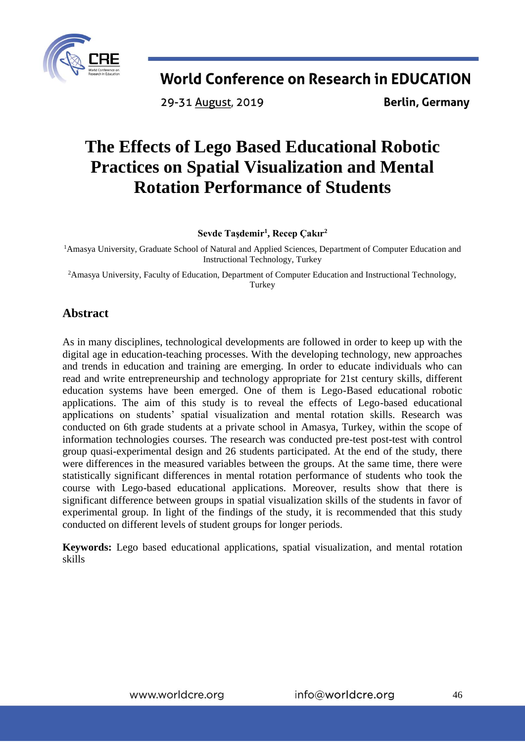# The Effects of Lego Based Educational Robotic Practices on Spatial Visualization and Mental Rotation Performance of Students

**Sevde Taşdemir[1], Recep Çakır[2]**

[1]Amasya University, Graduate School of Natural and Applied Sciences, Department of Computer Education and Instructional Technology, Turkey

[2]Amasya University, Faculty of Education, Department of Computer Education and Instructional Technology, Turkey

## Abstract

As in many disciplines, technological developments are followed in order to keep up with the digital age in education-teaching processes. With the developing technology, new approaches and trends in education and training are emerging. In order to educate individuals who can read and write entrepreneurship and technology appropriate for 21st century skills, different education systems have been emerged. One of them is Lego-Based educational robotic applications. The aim of this study is to reveal the effects of Lego-based educational applications on students' spatial visualization and mental rotation skills. Research was conducted on 6th grade students at a private school in Amasya, Turkey, within the scope of information technologies courses. The research was conducted pre-test post-test with control group quasi-experimental design and 26 students participated. At the end of the study, there were differences in the measured variables between the groups. At the same time, there were statistically significant differences in mental rotation performance of students who took the course with Lego-based educational applications. Moreover, results show that there is significant difference between groups in spatial visualization skills of the students in favor of experimental group. In light of the findings of the study, it is recommended that this study conducted on different levels of student groups for longer periods.

**Keywords:** Lego based educational applications, spatial visualization, and mental rotation skills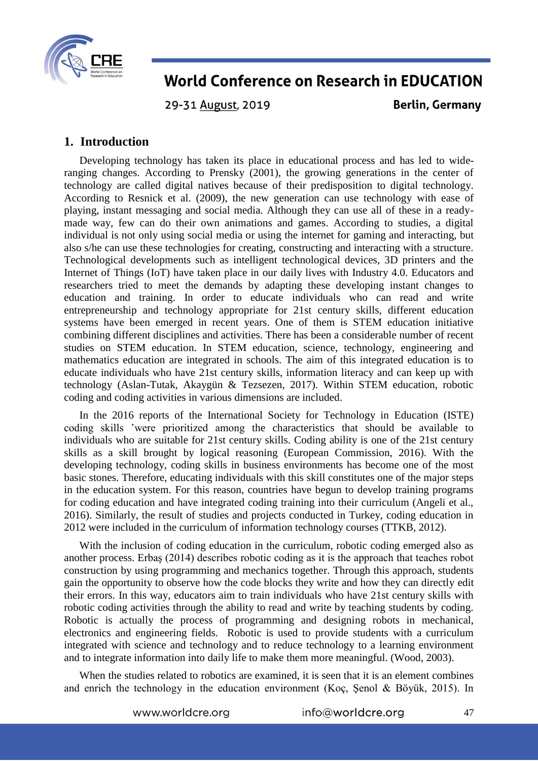## 1. Introduction

Developing technology has taken its place in educational process and has led to wide-ranging changes. According to Prensky (2001), the growing generations in the center of technology are called digital natives because of their predisposition to digital technology. According to Resnick et al. (2009), the new generation can use technology with ease of playing, instant messaging and social media. Although they can use all of these in a ready-made way, few can do their own animations and games. According to studies, a digital individual is not only using social media or using the internet for gaming and interacting, but also s/he can use these technologies for creating, constructing and interacting with a structure. Technological developments such as intelligent technological devices, 3D printers and the Internet of Things (IoT) have taken place in our daily lives with Industry 4.0. Educators and researchers tried to meet the demands by adapting these developing instant changes to education and training. In order to educate individuals who can read and write entrepreneurship and technology appropriate for 21st century skills, different education systems have been emerged in recent years. One of them is STEM education initiative combining different disciplines and activities. There has been a considerable number of recent studies on STEM education. In STEM education, science, technology, engineering and mathematics education are integrated in schools. The aim of this integrated education is to educate individuals who have 21st century skills, information literacy and can keep up with technology (Aslan-Tutak, Akaygün & Tezsezen, 2017). Within STEM education, robotic coding and coding activities in various dimensions are included.

In the 2016 reports of the International Society for Technology in Education (ISTE) coding skills 'were prioritized among the characteristics that should be available to individuals who are suitable for 21st century skills. Coding ability is one of the 21st century skills as a skill brought by logical reasoning (European Commission, 2016). With the developing technology, coding skills in business environments has become one of the most basic stones. Therefore, educating individuals with this skill constitutes one of the major steps in the education system. For this reason, countries have begun to develop training programs for coding education and have integrated coding training into their curriculum (Angeli et al., 2016). Similarly, the result of studies and projects conducted in Turkey, coding education in 2012 were included in the curriculum of information technology courses (TTKB, 2012).

With the inclusion of coding education in the curriculum, robotic coding emerged also as another process. Erbaş (2014) describes robotic coding as it is the approach that teaches robot construction by using programming and mechanics together. Through this approach, students gain the opportunity to observe how the code blocks they write and how they can directly edit their errors. In this way, educators aim to train individuals who have 21st century skills with robotic coding activities through the ability to read and write by teaching students by coding. Robotic is actually the process of programming and designing robots in mechanical, electronics and engineering fields. Robotic is used to provide students with a curriculum integrated with science and technology and to reduce technology to a learning environment and to integrate information into daily life to make them more meaningful. (Wood, 2003).

When the studies related to robotics are examined, it is seen that it is an element combines and enrich the technology in the education environment (Koç, Şenol & Böyük, 2015). In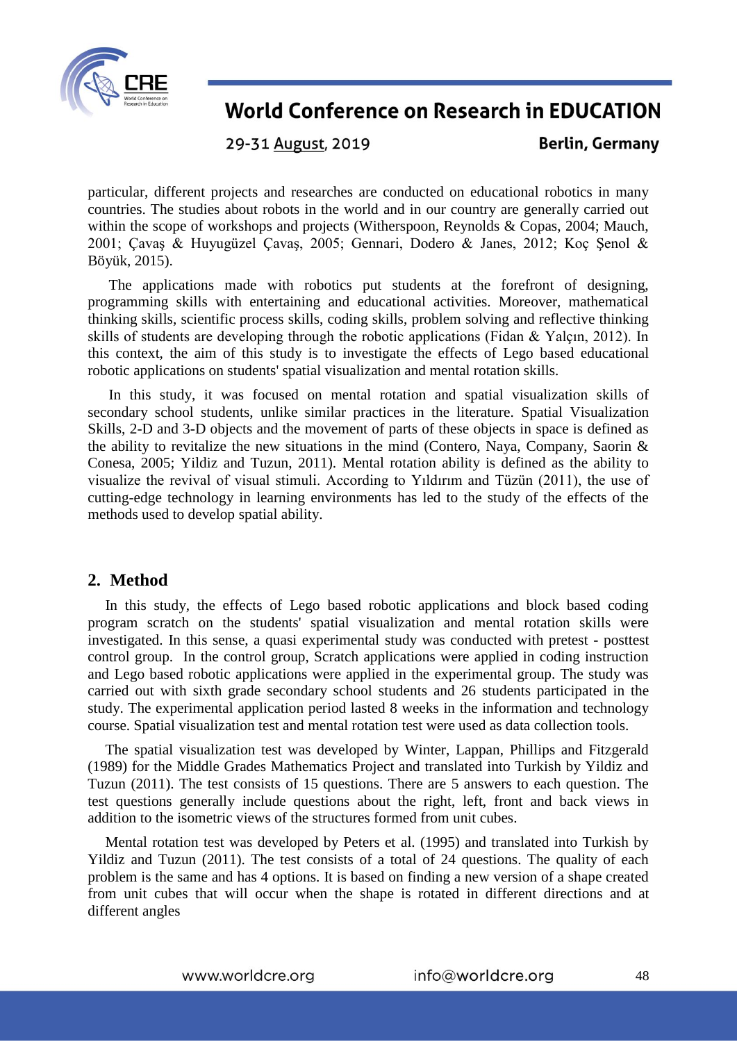particular, different projects and researches are conducted on educational robotics in many countries. The studies about robots in the world and in our country are generally carried out within the scope of workshops and projects (Witherspoon, Reynolds & Copas, 2004; Mauch, 2001; Çavaş & Huyugüzel Çavaş, 2005; Gennari, Dodero & Janes, 2012; Koç Şenol & Böyük, 2015).

The applications made with robotics put students at the forefront of designing, programming skills with entertaining and educational activities. Moreover, mathematical thinking skills, scientific process skills, coding skills, problem solving and reflective thinking skills of students are developing through the robotic applications (Fidan & Yalçın, 2012). In this context, the aim of this study is to investigate the effects of Lego based educational robotic applications on students' spatial visualization and mental rotation skills.

In this study, it was focused on mental rotation and spatial visualization skills of secondary school students, unlike similar practices in the literature. Spatial Visualization Skills, 2-D and 3-D objects and the movement of parts of these objects in space is defined as the ability to revitalize the new situations in the mind (Contero, Naya, Company, Saorin & Conesa, 2005; Yildiz and Tuzun, 2011). Mental rotation ability is defined as the ability to visualize the revival of visual stimuli. According to Yıldırım and Tüzün (2011), the use of cutting-edge technology in learning environments has led to the study of the effects of the methods used to develop spatial ability.

## 2. Method

In this study, the effects of Lego based robotic applications and block based coding program scratch on the students' spatial visualization and mental rotation skills were investigated. In this sense, a quasi experimental study was conducted with pretest - posttest control group. In the control group, Scratch applications were applied in coding instruction and Lego based robotic applications were applied in the experimental group. The study was carried out with sixth grade secondary school students and 26 students participated in the study. The experimental application period lasted 8 weeks in the information and technology course. Spatial visualization test and mental rotation test were used as data collection tools.

The spatial visualization test was developed by Winter, Lappan, Phillips and Fitzgerald (1989) for the Middle Grades Mathematics Project and translated into Turkish by Yildiz and Tuzun (2011). The test consists of 15 questions. There are 5 answers to each question. The test questions generally include questions about the right, left, front and back views in addition to the isometric views of the structures formed from unit cubes.

Mental rotation test was developed by Peters et al. (1995) and translated into Turkish by Yildiz and Tuzun (2011). The test consists of a total of 24 questions. The quality of each problem is the same and has 4 options. It is based on finding a new version of a shape created from unit cubes that will occur when the shape is rotated in different directions and at different angles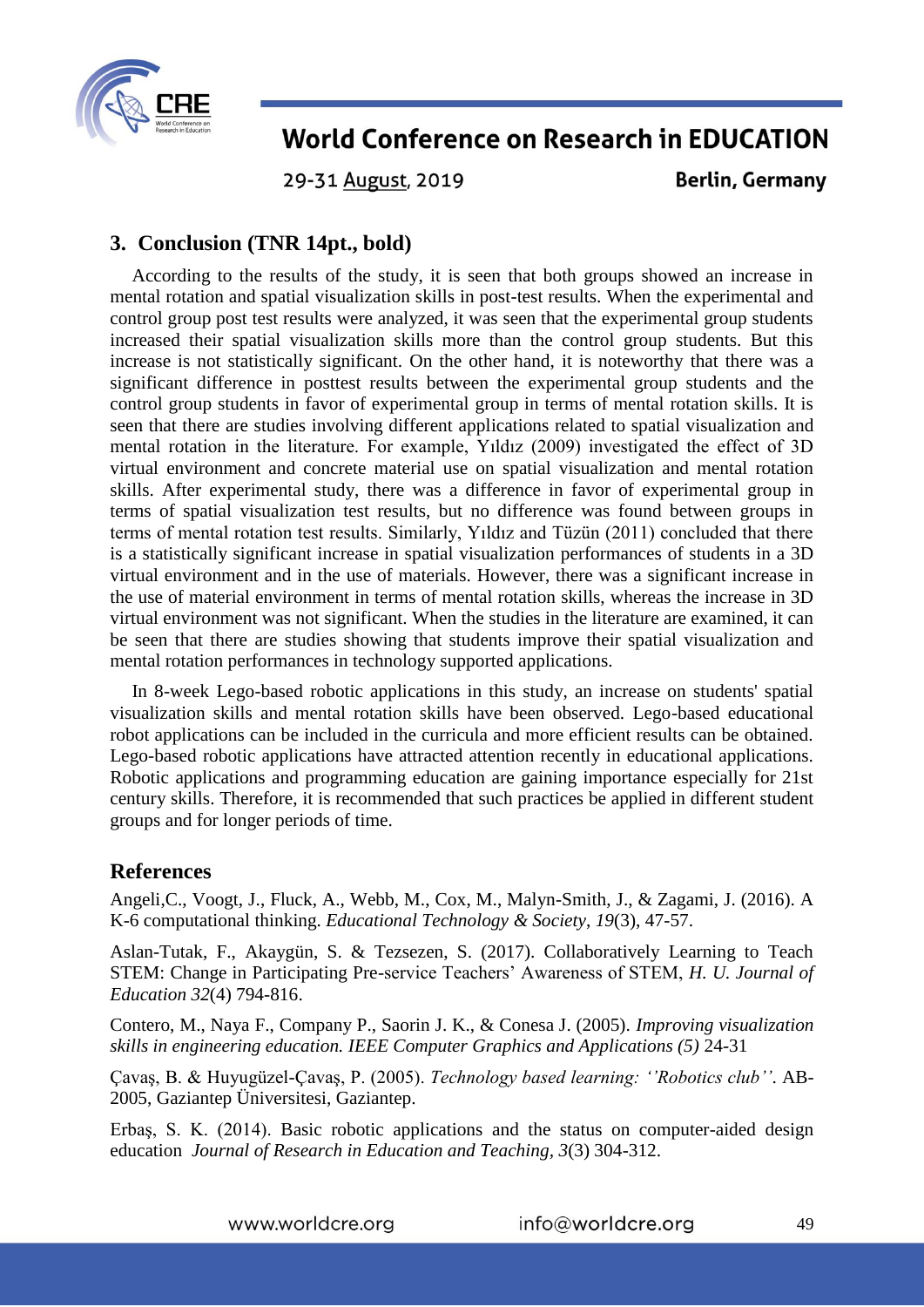## 3. Conclusion (TNR 14pt., bold)

According to the results of the study, it is seen that both groups showed an increase in mental rotation and spatial visualization skills in post-test results. When the experimental and control group post test results were analyzed, it was seen that the experimental group students increased their spatial visualization skills more than the control group students. But this increase is not statistically significant. On the other hand, it is noteworthy that there was a significant difference in posttest results between the experimental group students and the control group students in favor of experimental group in terms of mental rotation skills. It is seen that there are studies involving different applications related to spatial visualization and mental rotation in the literature. For example, Yıldız (2009) investigated the effect of 3D virtual environment and concrete material use on spatial visualization and mental rotation skills. After experimental study, there was a difference in favor of experimental group in terms of spatial visualization test results, but no difference was found between groups in terms of mental rotation test results. Similarly, Yıldız and Tüzün (2011) concluded that there is a statistically significant increase in spatial visualization performances of students in a 3D virtual environment and in the use of materials. However, there was a significant increase in the use of material environment in terms of mental rotation skills, whereas the increase in 3D virtual environment was not significant. When the studies in the literature are examined, it can be seen that there are studies showing that students improve their spatial visualization and mental rotation performances in technology supported applications.

In 8-week Lego-based robotic applications in this study, an increase on students' spatial visualization skills and mental rotation skills have been observed. Lego-based educational robot applications can be included in the curricula and more efficient results can be obtained. Lego-based robotic applications have attracted attention recently in educational applications. Robotic applications and programming education are gaining importance especially for 21st century skills. Therefore, it is recommended that such practices be applied in different student groups and for longer periods of time.

## References

Angeli,C., Voogt, J., Fluck, A., Webb, M., Cox, M., Malyn-Smith, J., & Zagami, J. (2016). A K-6 computational thinking. *Educational Technology & Society*, *19*(3), 47-57.

Aslan-Tutak, F., Akaygün, S. & Tezsezen, S. (2017). Collaboratively Learning to Teach STEM: Change in Participating Pre-service Teachers' Awareness of STEM, *H. U. Journal of Education 32*(4) 794-816.

Contero, M., Naya F., Company P., Saorin J. K., & Conesa J. (2005). *Improving visualization skills in engineering education. IEEE Computer Graphics and Applications (5)* 24-31

Çavaş, B. & Huyugüzel-Çavaş, P. (2005). *Technology based learning: ''Robotics club''*. AB-2005, Gaziantep Üniversitesi, Gaziantep.

Erbaş, S. K. (2014). Basic robotic applications and the status on computer-aided design education *Journal of Research in Education and Teaching*, *3*(3) 304-312.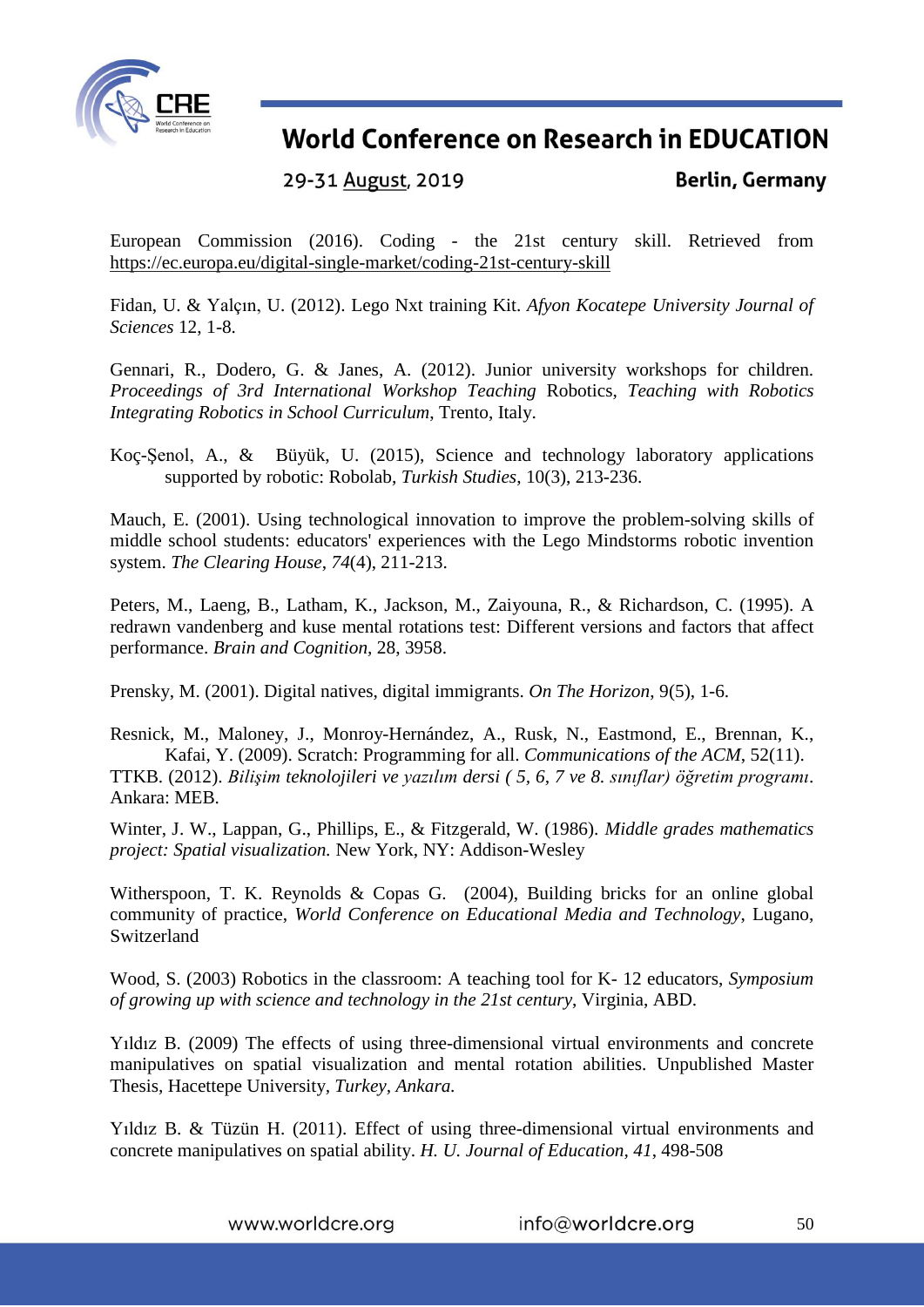European Commission (2016). Coding - the 21st century skill. Retrieved from https://ec.europa.eu/digital-single-market/coding-21st-century-skill

Fidan, U. & Yalçın, U. (2012). Lego Nxt training Kit. *Afyon Kocatepe University Journal of Sciences* 12, 1-8.

Gennari, R., Dodero, G. & Janes, A. (2012). Junior university workshops for children. *Proceedings of 3rd International Workshop Teaching* Robotics, *Teaching with Robotics Integrating Robotics in School Curriculum*, Trento, Italy.

Koç-Şenol, A., & Büyük, U. (2015), Science and technology laboratory applications supported by robotic: Robolab, *Turkish Studies*, 10(3), 213-236.

Mauch, E. (2001). Using technological innovation to improve the problem-solving skills of middle school students: educators' experiences with the Lego Mindstorms robotic invention system. *The Clearing House*, *74*(4), 211-213.

Peters, M., Laeng, B., Latham, K., Jackson, M., Zaiyouna, R., & Richardson, C. (1995). A redrawn vandenberg and kuse mental rotations test: Different versions and factors that affect performance. *Brain and Cognition,* 28, 3958.

Prensky, M. (2001). Digital natives, digital immigrants. *On The Horizon*, 9(5), 1-6.

Resnick, M., Maloney, J., Monroy-Hernández, A., Rusk, N., Eastmond, E., Brennan, K., Kafai, Y. (2009). Scratch: Programming for all. *Communications of the ACM*, 52(11).

TTKB. (2012). *Bilişim teknolojileri ve yazılım dersi ( 5, 6, 7 ve 8. sınıflar) öğretim programı*. Ankara: MEB.

Winter, J. W., Lappan, G., Phillips, E., & Fitzgerald, W. (1986). *Middle grades mathematics project: Spatial visualization.* New York, NY: Addison-Wesley

Witherspoon, T. K. Reynolds & Copas G. (2004), Building bricks for an online global community of practice, *World Conference on Educational Media and Technology*, Lugano, Switzerland

Wood, S. (2003) Robotics in the classroom: A teaching tool for K- 12 educators, *Symposium of growing up with science and technology in the 21st century*, Virginia, ABD.

Yıldız B. (2009) The effects of using three-dimensional virtual environments and concrete manipulatives on spatial visualization and mental rotation abilities. Unpublished Master Thesis, Hacettepe University, *Turkey, Ankara.*

Yıldız B. & Tüzün H. (2011). Effect of using three-dimensional virtual environments and concrete manipulatives on spatial ability. *H. U. Journal of Education*, *41*, 498-508